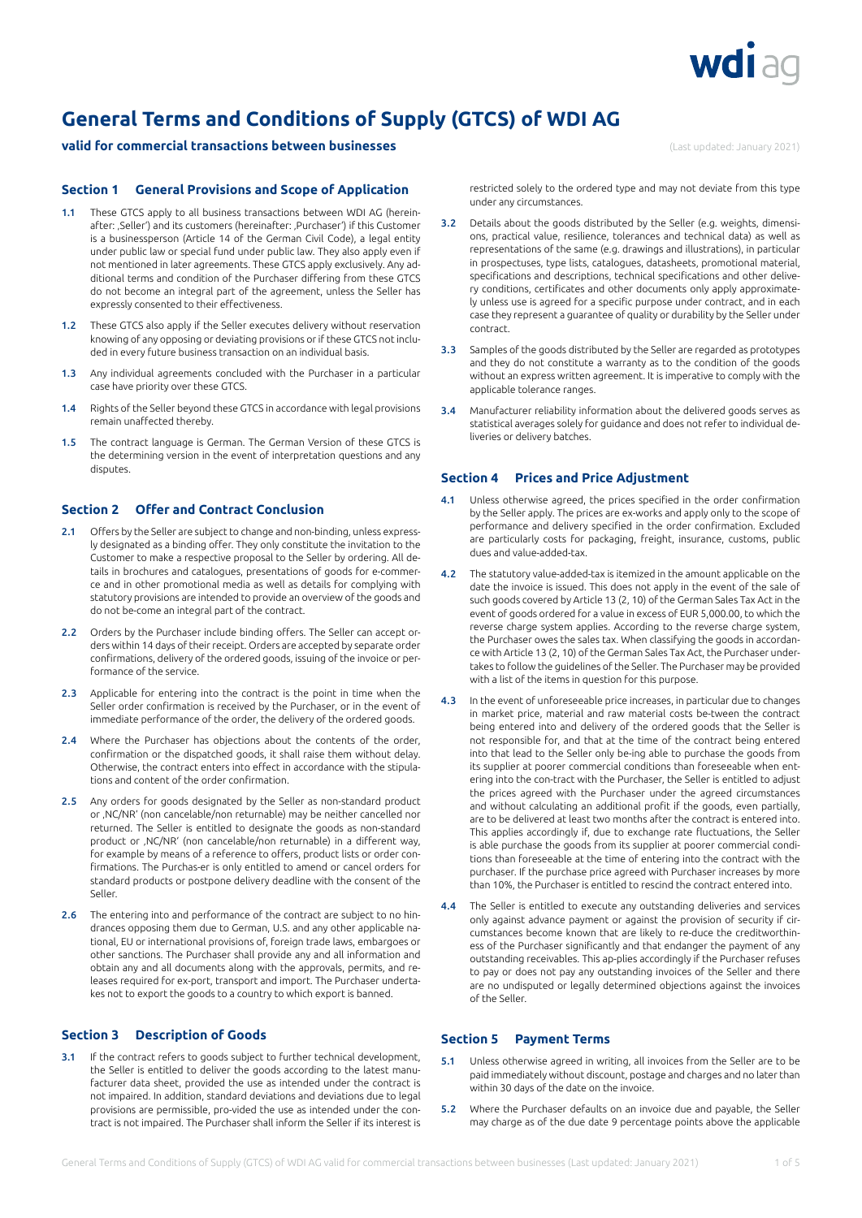# General Terms and Conditions of Supply (GTCS) of WDI AG

**valid for commercial transactions between businesses**

(Last updated: January 2021)

## Section 1 General Provisions and Scope of Application

**1.1** These GTCS apply to all business transactions between WDI AG (hereinafter: ‚Seller') and its customers (hereinafter: ‚Purchaser') if this Customer is a businessperson (Article 14 of the German Civil Code), a legal entity under public law or special fund under public law. They also apply even if not mentioned in later agreements. These GTCS apply exclusively. Any additional terms and condition of the Purchaser differing from these GTCS do not become an integral part of the agreement, unless the Seller has expressly consented to their effectiveness.

**1.2** These GTCS also apply if the Seller executes delivery without reservation knowing of any opposing or deviating provisions or if these GTCS not included in every future business transaction on an individual basis.

**1.3** Any individual agreements concluded with the Purchaser in a particular case have priority over these GTCS.

**1.4** Rights of the Seller beyond these GTCS in accordance with legal provisions remain unaffected thereby.

**1.5** The contract language is German. The German Version of these GTCS is the determining version in the event of interpretation questions and any disputes.

## Section 2 Offer and Contract Conclusion

**2.1** Offers by the Seller are subject to change and non-binding, unless expressly designated as a binding offer. They only constitute the invitation to the Customer to make a respective proposal to the Seller by ordering. All details in brochures and catalogues, presentations of goods for e-commerce and in other promotional media as well as details for complying with statutory provisions are intended to provide an overview of the goods and do not be-come an integral part of the contract.

**2.2** Orders by the Purchaser include binding offers. The Seller can accept orders within 14 days of their receipt. Orders are accepted by separate order confirmations, delivery of the ordered goods, issuing of the invoice or performance of the service.

**2.3** Applicable for entering into the contract is the point in time when the Seller order confirmation is received by the Purchaser, or in the event of immediate performance of the order, the delivery of the ordered goods.

**2.4** Where the Purchaser has objections about the contents of the order, confirmation or the dispatched goods, it shall raise them without delay. Otherwise, the contract enters into effect in accordance with the stipulations and content of the order confirmation.

**2.5** Any orders for goods designated by the Seller as non-standard product or ‚NC/NR' (non cancelable/non returnable) may be neither cancelled nor returned. The Seller is entitled to designate the goods as non-standard product or ‚NC/NR' (non cancelable/non returnable) in a different way, for example by means of a reference to offers, product lists or order confirmations. The Purchas-er is only entitled to amend or cancel orders for standard products or postpone delivery deadline with the consent of the Seller.

**2.6** The entering into and performance of the contract are subject to no hindrances opposing them due to German, U.S. and any other applicable national, EU or international provisions of, foreign trade laws, embargoes or other sanctions. The Purchaser shall provide any and all information and obtain any and all documents along with the approvals, permits, and releases required for ex-port, transport and import. The Purchaser undertakes not to export the goods to a country to which export is banned.

## Section 3 Description of Goods

**3.1** If the contract refers to goods subject to further technical development, the Seller is entitled to deliver the goods according to the latest manufacturer data sheet, provided the use as intended under the contract is not impaired. In addition, standard deviations and deviations due to legal provisions are permissible, pro-vided the use as intended under the contract is not impaired. The Purchaser shall inform the Seller if its interest is restricted solely to the ordered type and may not deviate from this type under any circumstances.

**3.2** Details about the goods distributed by the Seller (e.g. weights, dimensions, practical value, resilience, tolerances and technical data) as well as representations of the same (e.g. drawings and illustrations), in particular in prospectuses, type lists, catalogues, datasheets, promotional material, specifications and descriptions, technical specifications and other delivery conditions, certificates and other documents only apply approximately unless use is agreed for a specific purpose under contract, and in each case they represent a guarantee of quality or durability by the Seller under contract.

**3.3** Samples of the goods distributed by the Seller are regarded as prototypes and they do not constitute a warranty as to the condition of the goods without an express written agreement. It is imperative to comply with the applicable tolerance ranges.

**3.4** Manufacturer reliability information about the delivered goods serves as statistical averages solely for guidance and does not refer to individual deliveries or delivery batches.

## Section 4 Prices and Price Adjustment

**4.1** Unless otherwise agreed, the prices specified in the order confirmation by the Seller apply. The prices are ex-works and apply only to the scope of performance and delivery specified in the order confirmation. Excluded are particularly costs for packaging, freight, insurance, customs, public dues and value-added-tax.

**4.2** The statutory value-added-tax is itemized in the amount applicable on the date the invoice is issued. This does not apply in the event of the sale of such goods covered by Article 13 (2, 10) of the German Sales Tax Act in the event of goods ordered for a value in excess of EUR 5,000.00, to which the reverse charge system applies. According to the reverse charge system, the Purchaser owes the sales tax. When classifying the goods in accordance with Article 13 (2, 10) of the German Sales Tax Act, the Purchaser undertakes to follow the guidelines of the Seller. The Purchaser may be provided with a list of the items in question for this purpose.

**4.3** In the event of unforeseeable price increases, in particular due to changes in market price, material and raw material costs be-tween the contract being entered into and delivery of the ordered goods that the Seller is not responsible for, and that at the time of the contract being entered into that lead to the Seller only be-ing able to purchase the goods from its supplier at poorer commercial conditions than foreseeable when entering into the con-tract with the Purchaser, the Seller is entitled to adjust the prices agreed with the Purchaser under the agreed circumstances and without calculating an additional profit if the goods, even partially, are to be delivered at least two months after the contract is entered into. This applies accordingly if, due to exchange rate fluctuations, the Seller is able purchase the goods from its supplier at poorer commercial conditions than foreseeable at the time of entering into the contract with the purchaser. If the purchase price agreed with Purchaser increases by more than 10%, the Purchaser is entitled to rescind the contract entered into.

**4.4** The Seller is entitled to execute any outstanding deliveries and services only against advance payment or against the provision of security if circumstances become known that are likely to re-duce the creditworthiness of the Purchaser significantly and that endanger the payment of any outstanding receivables. This ap-plies accordingly if the Purchaser refuses to pay or does not pay any outstanding invoices of the Seller and there are no undisputed or legally determined objections against the invoices of the Seller.

## Section 5 Payment Terms

**5.1** Unless otherwise agreed in writing, all invoices from the Seller are to be paid immediately without discount, postage and charges and no later than within 30 days of the date on the invoice.

**5.2** Where the Purchaser defaults on an invoice due and payable, the Seller may charge as of the due date 9 percentage points above the applicable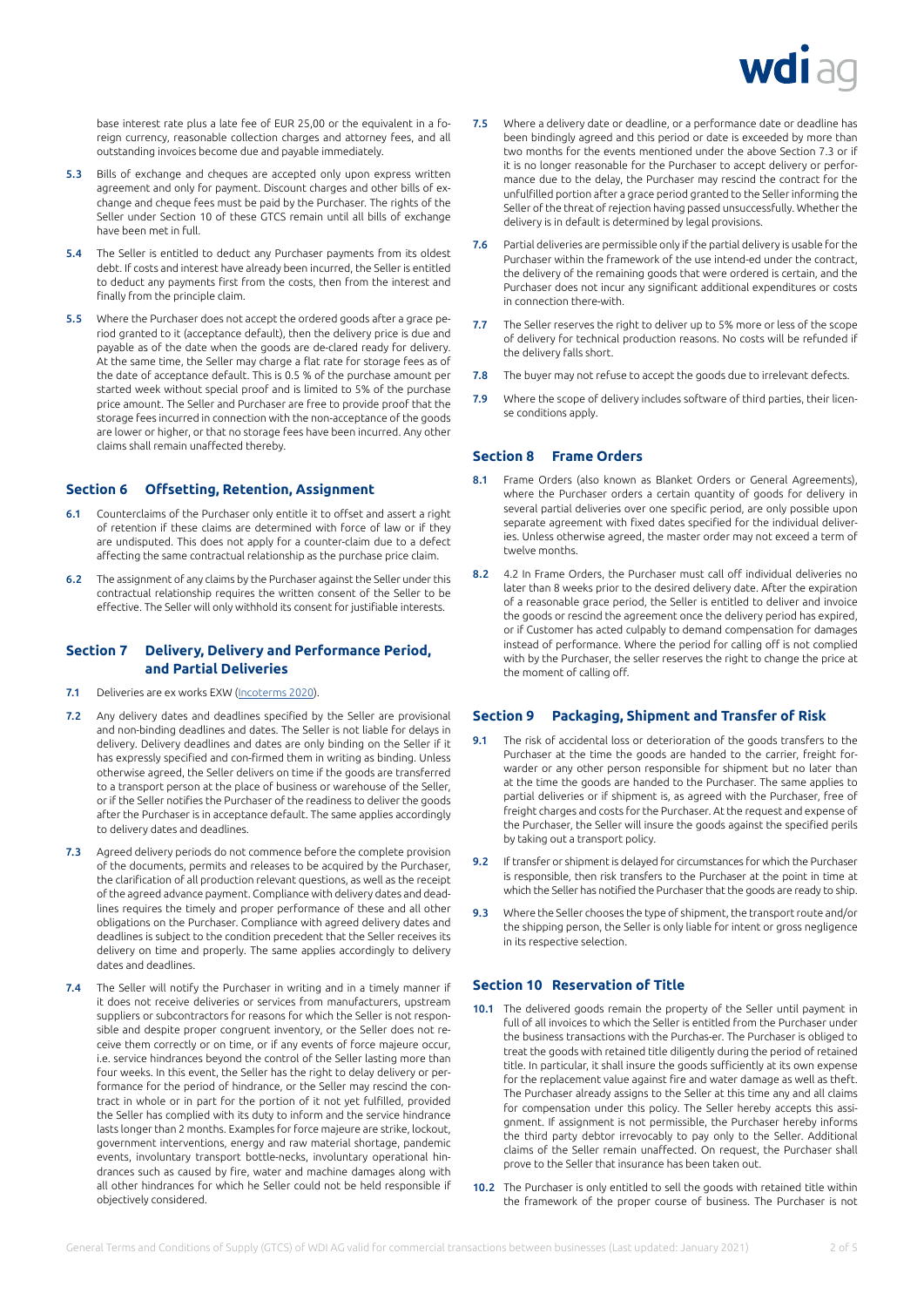base interest rate plus a late fee of EUR 25,00 or the equivalent in a foreign currency, reasonable collection charges and attorney fees, and all outstanding invoices become due and payable immediately.

**5.3** Bills of exchange and cheques are accepted only upon express written agreement and only for payment. Discount charges and other bills of exchange and cheque fees must be paid by the Purchaser. The rights of the Seller under Section 10 of these GTCS remain until all bills of exchange have been met in full.

**5.4** The Seller is entitled to deduct any Purchaser payments from its oldest debt. If costs and interest have already been incurred, the Seller is entitled to deduct any payments first from the costs, then from the interest and finally from the principle claim.

**5.5** Where the Purchaser does not accept the ordered goods after a grace period granted to it (acceptance default), then the delivery price is due and payable as of the date when the goods are de-clared ready for delivery. At the same time, the Seller may charge a flat rate for storage fees as of the date of acceptance default. This is 0.5 % of the purchase amount per started week without special proof and is limited to 5% of the purchase price amount. The Seller and Purchaser are free to provide proof that the storage fees incurred in connection with the non-acceptance of the goods are lower or higher, or that no storage fees have been incurred. Any other claims shall remain unaffected thereby.

## Section 6 Offsetting, Retention, Assignment

**6.1** Counterclaims of the Purchaser only entitle it to offset and assert a right of retention if these claims are determined with force of law or if they are undisputed. This does not apply for a counter-claim due to a defect affecting the same contractual relationship as the purchase price claim.

**6.2** The assignment of any claims by the Purchaser against the Seller under this contractual relationship requires the written consent of the Seller to be effective. The Seller will only withhold its consent for justifiable interests.

## Section 7 Delivery, Delivery and Performance Period, and Partial Deliveries

**7.1** Deliveries are ex works EXW (Incoterms 2020).

**7.2** Any delivery dates and deadlines specified by the Seller are provisional and non-binding deadlines and dates. The Seller is not liable for delays in delivery. Delivery deadlines and dates are only binding on the Seller if it has expressly specified and con-firmed them in writing as binding. Unless otherwise agreed, the Seller delivers on time if the goods are transferred to a transport person at the place of business or warehouse of the Seller, or if the Seller notifies the Purchaser of the readiness to deliver the goods after the Purchaser is in acceptance default. The same applies accordingly to delivery dates and deadlines.

**7.3** Agreed delivery periods do not commence before the complete provision of the documents, permits and releases to be acquired by the Purchaser, the clarification of all production relevant questions, as well as the receipt of the agreed advance payment. Compliance with delivery dates and deadlines requires the timely and proper performance of these and all other obligations on the Purchaser. Compliance with agreed delivery dates and deadlines is subject to the condition precedent that the Seller receives its delivery on time and properly. The same applies accordingly to delivery dates and deadlines.

**7.4** The Seller will notify the Purchaser in writing and in a timely manner if it does not receive deliveries or services from manufacturers, upstream suppliers or subcontractors for reasons for which the Seller is not responsible and despite proper congruent inventory, or the Seller does not receive them correctly or on time, or if any events of force majeure occur, i.e. service hindrances beyond the control of the Seller lasting more than four weeks. In this event, the Seller has the right to delay delivery or performance for the period of hindrance, or the Seller may rescind the contract in whole or in part for the portion of it not yet fulfilled, provided the Seller has complied with its duty to inform and the service hindrance lasts longer than 2 months. Examples for force majeure are strike, lockout, government interventions, energy and raw material shortage, pandemic events, involuntary transport bottle-necks, involuntary operational hindrances such as caused by fire, water and machine damages along with all other hindrances for which he Seller could not be held responsible if objectively considered.

**7.5** Where a delivery date or deadline, or a performance date or deadline has been bindingly agreed and this period or date is exceeded by more than two months for the events mentioned under the above Section 7.3 or if it is no longer reasonable for the Purchaser to accept delivery or performance due to the delay, the Purchaser may rescind the contract for the unfulfilled portion after a grace period granted to the Seller informing the Seller of the threat of rejection having passed unsuccessfully. Whether the delivery is in default is determined by legal provisions.

**7.6** Partial deliveries are permissible only if the partial delivery is usable for the Purchaser within the framework of the use intend-ed under the contract, the delivery of the remaining goods that were ordered is certain, and the Purchaser does not incur any significant additional expenditures or costs in connection there-with.

**7.7** The Seller reserves the right to deliver up to 5% more or less of the scope of delivery for technical production reasons. No costs will be refunded if the delivery falls short.

**7.8** The buyer may not refuse to accept the goods due to irrelevant defects.

**7.9** Where the scope of delivery includes software of third parties, their license conditions apply.

## Section 8 Frame Orders

**8.1** Frame Orders (also known as Blanket Orders or General Agreements), where the Purchaser orders a certain quantity of goods for delivery in several partial deliveries over one specific period, are only possible upon separate agreement with fixed dates specified for the individual deliveries. Unless otherwise agreed, the master order may not exceed a term of twelve months.

**8.2** 4.2 In Frame Orders, the Purchaser must call off individual deliveries no later than 8 weeks prior to the desired delivery date. After the expiration of a reasonable grace period, the Seller is entitled to deliver and invoice the goods or rescind the agreement once the delivery period has expired, or if Customer has acted culpably to demand compensation for damages instead of performance. Where the period for calling off is not complied with by the Purchaser, the seller reserves the right to change the price at the moment of calling off.

## Section 9 Packaging, Shipment and Transfer of Risk

**9.1** The risk of accidental loss or deterioration of the goods transfers to the Purchaser at the time the goods are handed to the carrier, freight forwarder or any other person responsible for shipment but no later than at the time the goods are handed to the Purchaser. The same applies to partial deliveries or if shipment is, as agreed with the Purchaser, free of freight charges and costs for the Purchaser. At the request and expense of the Purchaser, the Seller will insure the goods against the specified perils by taking out a transport policy.

**9.2** If transfer or shipment is delayed for circumstances for which the Purchaser is responsible, then risk transfers to the Purchaser at the point in time at which the Seller has notified the Purchaser that the goods are ready to ship.

**9.3** Where the Seller chooses the type of shipment, the transport route and/or the shipping person, the Seller is only liable for intent or gross negligence in its respective selection.

## Section 10 Reservation of Title

**10.1** The delivered goods remain the property of the Seller until payment in full of all invoices to which the Seller is entitled from the Purchaser under the business transactions with the Purchas-er. The Purchaser is obliged to treat the goods with retained title diligently during the period of retained title. In particular, it shall insure the goods sufficiently at its own expense for the replacement value against fire and water damage as well as theft. The Purchaser already assigns to the Seller at this time any and all claims for compensation under this policy. The Seller hereby accepts this assignment. If assignment is not permissible, the Purchaser hereby informs the third party debtor irrevocably to pay only to the Seller. Additional claims of the Seller remain unaffected. On request, the Purchaser shall prove to the Seller that insurance has been taken out.

**10.2** The Purchaser is only entitled to sell the goods with retained title within the framework of the proper course of business. The Purchaser is not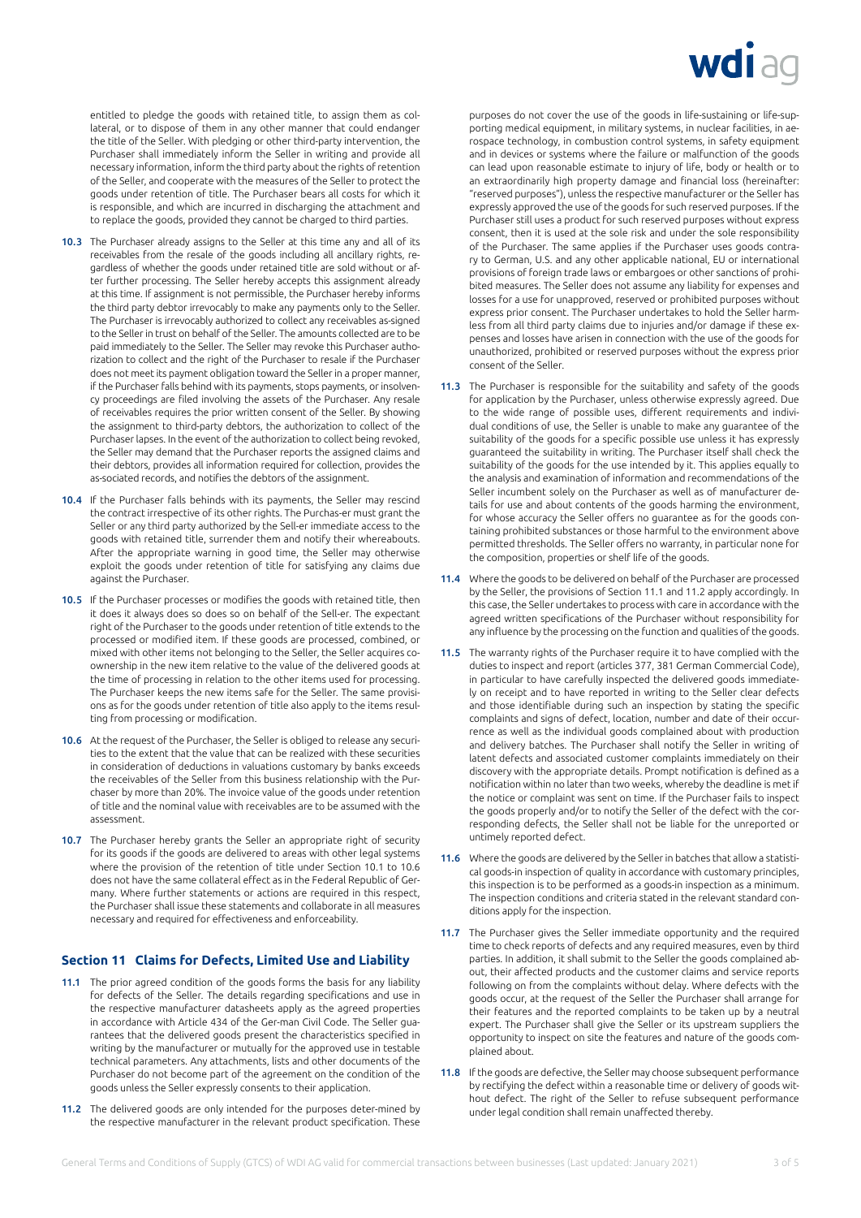entitled to pledge the goods with retained title, to assign them as collateral, or to dispose of them in any other manner that could endanger the title of the Seller. With pledging or other third-party intervention, the Purchaser shall immediately inform the Seller in writing and provide all necessary information, inform the third party about the rights of retention of the Seller, and cooperate with the measures of the Seller to protect the goods under retention of title. The Purchaser bears all costs for which it is responsible, and which are incurred in discharging the attachment and to replace the goods, provided they cannot be charged to third parties.

**10.3** The Purchaser already assigns to the Seller at this time any and all of its receivables from the resale of the goods including all ancillary rights, regardless of whether the goods under retained title are sold without or after further processing. The Seller hereby accepts this assignment already at this time. If assignment is not permissible, the Purchaser hereby informs the third party debtor irrevocably to make any payments only to the Seller. The Purchaser is irrevocably authorized to collect any receivables as-signed to the Seller in trust on behalf of the Seller. The amounts collected are to be paid immediately to the Seller. The Seller may revoke this Purchaser authorization to collect and the right of the Purchaser to resale if the Purchaser does not meet its payment obligation toward the Seller in a proper manner, if the Purchaser falls behind with its payments, stops payments, or insolvency proceedings are filed involving the assets of the Purchaser. Any resale of receivables requires the prior written consent of the Seller. By showing the assignment to third-party debtors, the authorization to collect of the Purchaser lapses. In the event of the authorization to collect being revoked, the Seller may demand that the Purchaser reports the assigned claims and their debtors, provides all information required for collection, provides the as-sociated records, and notifies the debtors of the assignment.

**10.4** If the Purchaser falls behinds with its payments, the Seller may rescind the contract irrespective of its other rights. The Purchas-er must grant the Seller or any third party authorized by the Sell-er immediate access to the goods with retained title, surrender them and notify their whereabouts. After the appropriate warning in good time, the Seller may otherwise exploit the goods under retention of title for satisfying any claims due against the Purchaser.

**10.5** If the Purchaser processes or modifies the goods with retained title, then it does it always does so does so on behalf of the Sell-er. The expectant right of the Purchaser to the goods under retention of title extends to the processed or modified item. If these goods are processed, combined, or mixed with other items not belonging to the Seller, the Seller acquires co-ownership in the new item relative to the value of the delivered goods at the time of processing in relation to the other items used for processing. The Purchaser keeps the new items safe for the Seller. The same provisions as for the goods under retention of title also apply to the items resulting from processing or modification.

**10.6** At the request of the Purchaser, the Seller is obliged to release any securities to the extent that the value that can be realized with these securities in consideration of deductions in valuations customary by banks exceeds the receivables of the Seller from this business relationship with the Purchaser by more than 20%. The invoice value of the goods under retention of title and the nominal value with receivables are to be assumed with the assessment.

**10.7** The Purchaser hereby grants the Seller an appropriate right of security for its goods if the goods are delivered to areas with other legal systems where the provision of the retention of title under Section 10.1 to 10.6 does not have the same collateral effect as in the Federal Republic of Germany. Where further statements or actions are required in this respect, the Purchaser shall issue these statements and collaborate in all measures necessary and required for effectiveness and enforceability.

## Section 11 Claims for Defects, Limited Use and Liability

**11.1** The prior agreed condition of the goods forms the basis for any liability for defects of the Seller. The details regarding specifications and use in the respective manufacturer datasheets apply as the agreed properties in accordance with Article 434 of the Ger-man Civil Code. The Seller guarantees that the delivered goods present the characteristics specified in writing by the manufacturer or mutually for the approved use in testable technical parameters. Any attachments, lists and other documents of the Purchaser do not become part of the agreement on the condition of the goods unless the Seller expressly consents to their application.

**11.2** The delivered goods are only intended for the purposes deter-mined by the respective manufacturer in the relevant product specification. These purposes do not cover the use of the goods in life-sustaining or life-supporting medical equipment, in military systems, in nuclear facilities, in aerospace technology, in combustion control systems, in safety equipment and in devices or systems where the failure or malfunction of the goods can lead upon reasonable estimate to injury of life, body or health or to an extraordinarily high property damage and financial loss (hereinafter: "reserved purposes"), unless the respective manufacturer or the Seller has expressly approved the use of the goods for such reserved purposes. If the Purchaser still uses a product for such reserved purposes without express consent, then it is used at the sole risk and under the sole responsibility of the Purchaser. The same applies if the Purchaser uses goods contrary to German, U.S. and any other applicable national, EU or international provisions of foreign trade laws or embargoes or other sanctions of prohibited measures. The Seller does not assume any liability for expenses and losses for a use for unapproved, reserved or prohibited purposes without express prior consent. The Purchaser undertakes to hold the Seller harmless from all third party claims due to injuries and/or damage if these expenses and losses have arisen in connection with the use of the goods for unauthorized, prohibited or reserved purposes without the express prior consent of the Seller.

**11.3** The Purchaser is responsible for the suitability and safety of the goods for application by the Purchaser, unless otherwise expressly agreed. Due to the wide range of possible uses, different requirements and individual conditions of use, the Seller is unable to make any guarantee of the suitability of the goods for a specific possible use unless it has expressly guaranteed the suitability in writing. The Purchaser itself shall check the suitability of the goods for the use intended by it. This applies equally to the analysis and examination of information and recommendations of the Seller incumbent solely on the Purchaser as well as of manufacturer details for use and about contents of the goods harming the environment, for whose accuracy the Seller offers no guarantee as for the goods containing prohibited substances or those harmful to the environment above permitted thresholds. The Seller offers no warranty, in particular none for the composition, properties or shelf life of the goods.

**11.4** Where the goods to be delivered on behalf of the Purchaser are processed by the Seller, the provisions of Section 11.1 and 11.2 apply accordingly. In this case, the Seller undertakes to process with care in accordance with the agreed written specifications of the Purchaser without responsibility for any influence by the processing on the function and qualities of the goods.

**11.5** The warranty rights of the Purchaser require it to have complied with the duties to inspect and report (articles 377, 381 German Commercial Code), in particular to have carefully inspected the delivered goods immediately on receipt and to have reported in writing to the Seller clear defects and those identifiable during such an inspection by stating the specific complaints and signs of defect, location, number and date of their occurrence as well as the individual goods complained about with production and delivery batches. The Purchaser shall notify the Seller in writing of latent defects and associated customer complaints immediately on their discovery with the appropriate details. Prompt notification is defined as a notification within no later than two weeks, whereby the deadline is met if the notice or complaint was sent on time. If the Purchaser fails to inspect the goods properly and/or to notify the Seller of the defect with the corresponding defects, the Seller shall not be liable for the unreported or untimely reported defect.

**11.6** Where the goods are delivered by the Seller in batches that allow a statistical goods-in inspection of quality in accordance with customary principles, this inspection is to be performed as a goods-in inspection as a minimum. The inspection conditions and criteria stated in the relevant standard conditions apply for the inspection.

**11.7** The Purchaser gives the Seller immediate opportunity and the required time to check reports of defects and any required measures, even by third parties. In addition, it shall submit to the Seller the goods complained about, their affected products and the customer claims and service reports following on from the complaints without delay. Where defects with the goods occur, at the request of the Seller the Purchaser shall arrange for their features and the reported complaints to be taken up by a neutral expert. The Purchaser shall give the Seller or its upstream suppliers the opportunity to inspect on site the features and nature of the goods complained about.

**11.8** If the goods are defective, the Seller may choose subsequent performance by rectifying the defect within a reasonable time or delivery of goods without defect. The right of the Seller to refuse subsequent performance under legal condition shall remain unaffected thereby.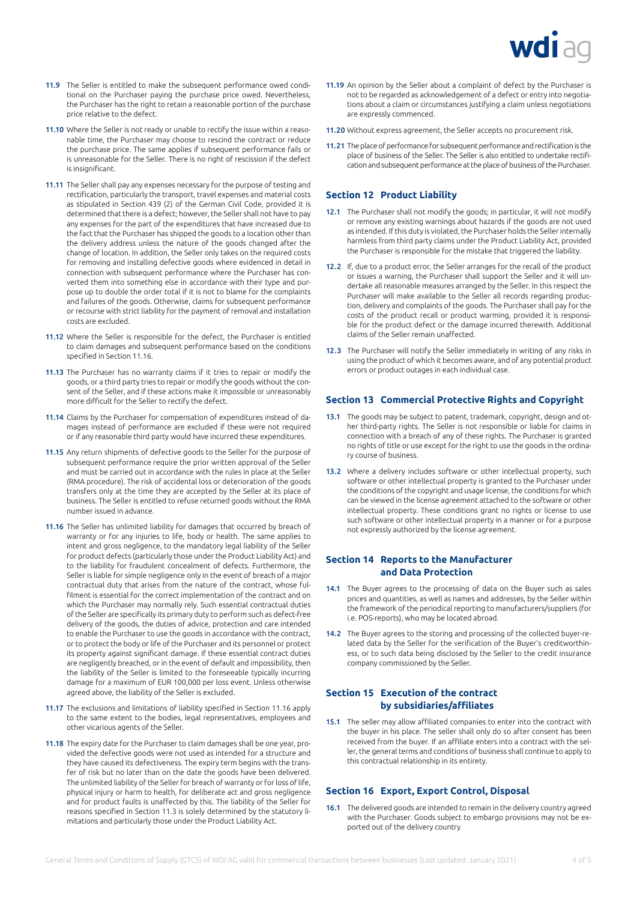**11.9** The Seller is entitled to make the subsequent performance owed conditional on the Purchaser paying the purchase price owed. Nevertheless, the Purchaser has the right to retain a reasonable portion of the purchase price relative to the defect.

**11.10** Where the Seller is not ready or unable to rectify the issue within a reasonable time, the Purchaser may choose to rescind the contract or reduce the purchase price. The same applies if subsequent performance fails or is unreasonable for the Seller. There is no right of rescission if the defect is insignificant.

**11.11** The Seller shall pay any expenses necessary for the purpose of testing and rectification, particularly the transport, travel expenses and material costs as stipulated in Section 439 (2) of the German Civil Code, provided it is determined that there is a defect; however, the Seller shall not have to pay any expenses for the part of the expenditures that have increased due to the fact that the Purchaser has shipped the goods to a location other than the delivery address unless the nature of the goods changed after the change of location. In addition, the Seller only takes on the required costs for removing and installing defective goods where evidenced in detail in connection with subsequent performance where the Purchaser has converted them into something else in accordance with their type and purpose up to double the order total if it is not to blame for the complaints and failures of the goods. Otherwise, claims for subsequent performance or recourse with strict liability for the payment of removal and installation costs are excluded.

**11.12** Where the Seller is responsible for the defect, the Purchaser is entitled to claim damages and subsequent performance based on the conditions specified in Section 11.16.

**11.13** The Purchaser has no warranty claims if it tries to repair or modify the goods, or a third party tries to repair or modify the goods without the consent of the Seller, and if these actions make it impossible or unreasonably more difficult for the Seller to rectify the defect.

**11.14** Claims by the Purchaser for compensation of expenditures instead of damages instead of performance are excluded if these were not required or if any reasonable third party would have incurred these expenditures.

**11.15** Any return shipments of defective goods to the Seller for the purpose of subsequent performance require the prior written approval of the Seller and must be carried out in accordance with the rules in place at the Seller (RMA procedure). The risk of accidental loss or deterioration of the goods transfers only at the time they are accepted by the Seller at its place of business. The Seller is entitled to refuse returned goods without the RMA number issued in advance.

**11.16** The Seller has unlimited liability for damages that occurred by breach of warranty or for any injuries to life, body or health. The same applies to intent and gross negligence, to the mandatory legal liability of the Seller for product defects (particularly those under the Product Liability Act) and to the liability for fraudulent concealment of defects. Furthermore, the Seller is liable for simple negligence only in the event of breach of a major contractual duty that arises from the nature of the contract, whose fulfilment is essential for the correct implementation of the contract and on which the Purchaser may normally rely. Such essential contractual duties of the Seller are specifically its primary duty to perform such as defect-free delivery of the goods, the duties of advice, protection and care intended to enable the Purchaser to use the goods in accordance with the contract, or to protect the body or life of the Purchaser and its personnel or protect its property against significant damage. If these essential contract duties are negligently breached, or in the event of default and impossibility, then the liability of the Seller is limited to the foreseeable typically incurring damage for a maximum of EUR 100,000 per loss event. Unless otherwise agreed above, the liability of the Seller is excluded.

**11.17** The exclusions and limitations of liability specified in Section 11.16 apply to the same extent to the bodies, legal representatives, employees and other vicarious agents of the Seller.

**11.18** The expiry date for the Purchaser to claim damages shall be one year, provided the defective goods were not used as intended for a structure and they have caused its defectiveness. The expiry term begins with the transfer of risk but no later than on the date the goods have been delivered. The unlimited liability of the Seller for breach of warranty or for loss of life, physical injury or harm to health, for deliberate act and gross negligence and for product faults is unaffected by this. The liability of the Seller for reasons specified in Section 11.3 is solely determined by the statutory limitations and particularly those under the Product Liability Act.

**11.19** An opinion by the Seller about a complaint of defect by the Purchaser is not to be regarded as acknowledgement of a defect or entry into negotiations about a claim or circumstances justifying a claim unless negotiations are expressly commenced.

**11.20** Without express agreement, the Seller accepts no procurement risk.

**11.21** The place of performance for subsequent performance and rectification is the place of business of the Seller. The Seller is also entitled to undertake rectification and subsequent performance at the place of business of the Purchaser.

## Section 12 Product Liability

**12.1** The Purchaser shall not modify the goods; in particular, it will not modify or remove any existing warnings about hazards if the goods are not used as intended. If this duty is violated, the Purchaser holds the Seller internally harmless from third party claims under the Product Liability Act, provided the Purchaser is responsible for the mistake that triggered the liability.

**12.2** If, due to a product error, the Seller arranges for the recall of the product or issues a warning, the Purchaser shall support the Seller and it will undertake all reasonable measures arranged by the Seller. In this respect the Purchaser will make available to the Seller all records regarding production, delivery and complaints of the goods. The Purchaser shall pay for the costs of the product recall or product warning, provided it is responsible for the product defect or the damage incurred therewith. Additional claims of the Seller remain unaffected.

**12.3** The Purchaser will notify the Seller immediately in writing of any risks in using the product of which it becomes aware, and of any potential product errors or product outages in each individual case.

## Section 13 Commercial Protective Rights and Copyright

**13.1** The goods may be subject to patent, trademark, copyright, design and other third-party rights. The Seller is not responsible or liable for claims in connection with a breach of any of these rights. The Purchaser is granted no rights of title or use except for the right to use the goods in the ordinary course of business.

**13.2** Where a delivery includes software or other intellectual property, such software or other intellectual property is granted to the Purchaser under the conditions of the copyright and usage license, the conditions for which can be viewed in the license agreement attached to the software or other intellectual property. These conditions grant no rights or license to use such software or other intellectual property in a manner or for a purpose not expressly authorized by the license agreement.

## Section 14 Reports to the Manufacturer and Data Protection

**14.1** The Buyer agrees to the processing of data on the Buyer such as sales prices and quantities, as well as names and addresses, by the Seller within the framework of the periodical reporting to manufacturers/suppliers (for i.e. POS-reports), who may be located abroad.

**14.2** The Buyer agrees to the storing and processing of the collected buyer-related data by the Seller for the verification of the Buyer's creditworthiness, or to such data being disclosed by the Seller to the credit insurance company commissioned by the Seller.

## Section 15 Execution of the contract by subsidiaries/affiliates

**15.1** The seller may allow affiliated companies to enter into the contract with the buyer in his place. The seller shall only do so after consent has been received from the buyer. If an affiliate enters into a contract with the seller, the general terms and conditions of business shall continue to apply to this contractual relationship in its entirety.

## Section 16 Export, Export Control, Disposal

**16.1** The delivered goods are intended to remain in the delivery country agreed with the Purchaser. Goods subject to embargo provisions may not be exported out of the delivery country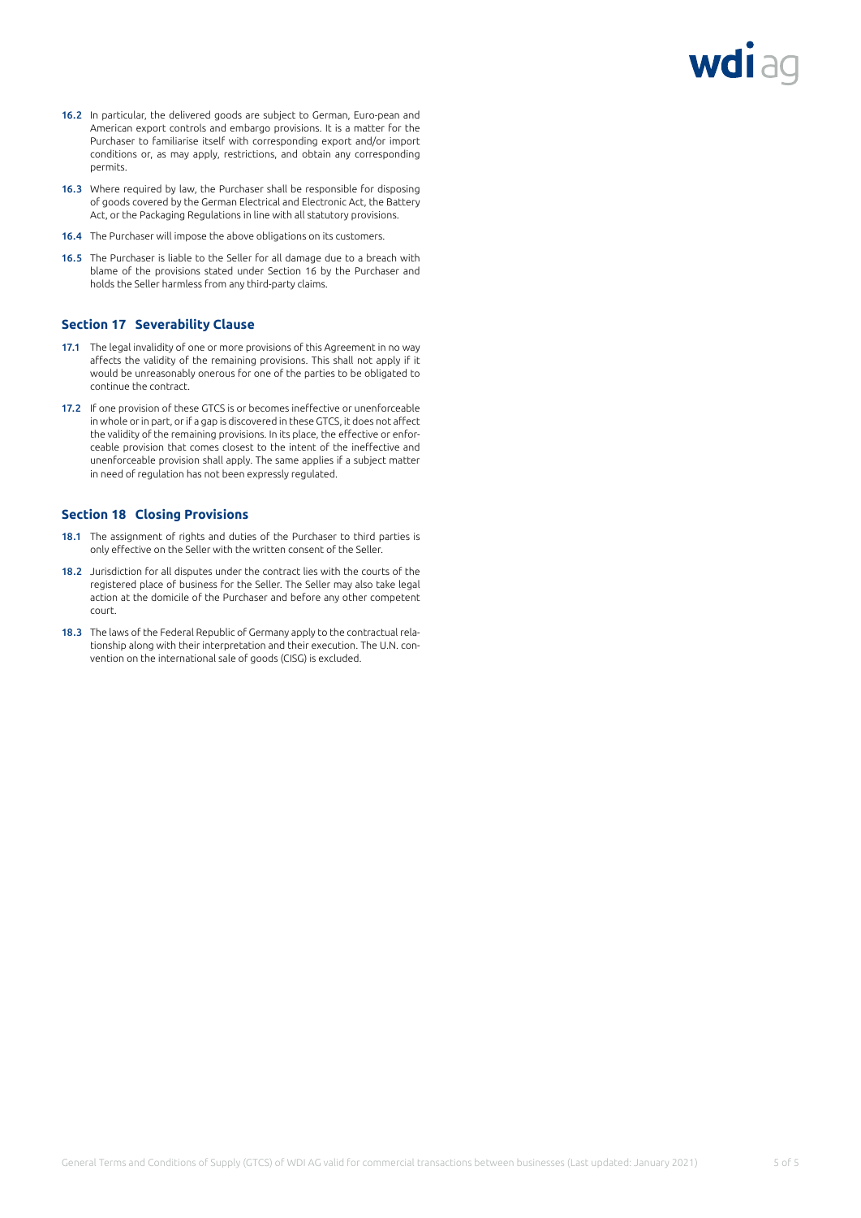**16.2** In particular, the delivered goods are subject to German, Euro-pean and American export controls and embargo provisions. It is a matter for the Purchaser to familiarise itself with corresponding export and/or import conditions or, as may apply, restrictions, and obtain any corresponding permits.

**16.3** Where required by law, the Purchaser shall be responsible for disposing of goods covered by the German Electrical and Electronic Act, the Battery Act, or the Packaging Regulations in line with all statutory provisions.

**16.4** The Purchaser will impose the above obligations on its customers.

**16.5** The Purchaser is liable to the Seller for all damage due to a breach with blame of the provisions stated under Section 16 by the Purchaser and holds the Seller harmless from any third-party claims.

## Section 17 Severability Clause

**17.1** The legal invalidity of one or more provisions of this Agreement in no way affects the validity of the remaining provisions. This shall not apply if it would be unreasonably onerous for one of the parties to be obligated to continue the contract.

**17.2** If one provision of these GTCS is or becomes ineffective or unenforceable in whole or in part, or if a gap is discovered in these GTCS, it does not affect the validity of the remaining provisions. In its place, the effective or enforceable provision that comes closest to the intent of the ineffective and unenforceable provision shall apply. The same applies if a subject matter in need of regulation has not been expressly regulated.

## Section 18 Closing Provisions

**18.1** The assignment of rights and duties of the Purchaser to third parties is only effective on the Seller with the written consent of the Seller.

**18.2** Jurisdiction for all disputes under the contract lies with the courts of the registered place of business for the Seller. The Seller may also take legal action at the domicile of the Purchaser and before any other competent court.

**18.3** The laws of the Federal Republic of Germany apply to the contractual relationship along with their interpretation and their execution. The U.N. convention on the international sale of goods (CISG) is excluded.